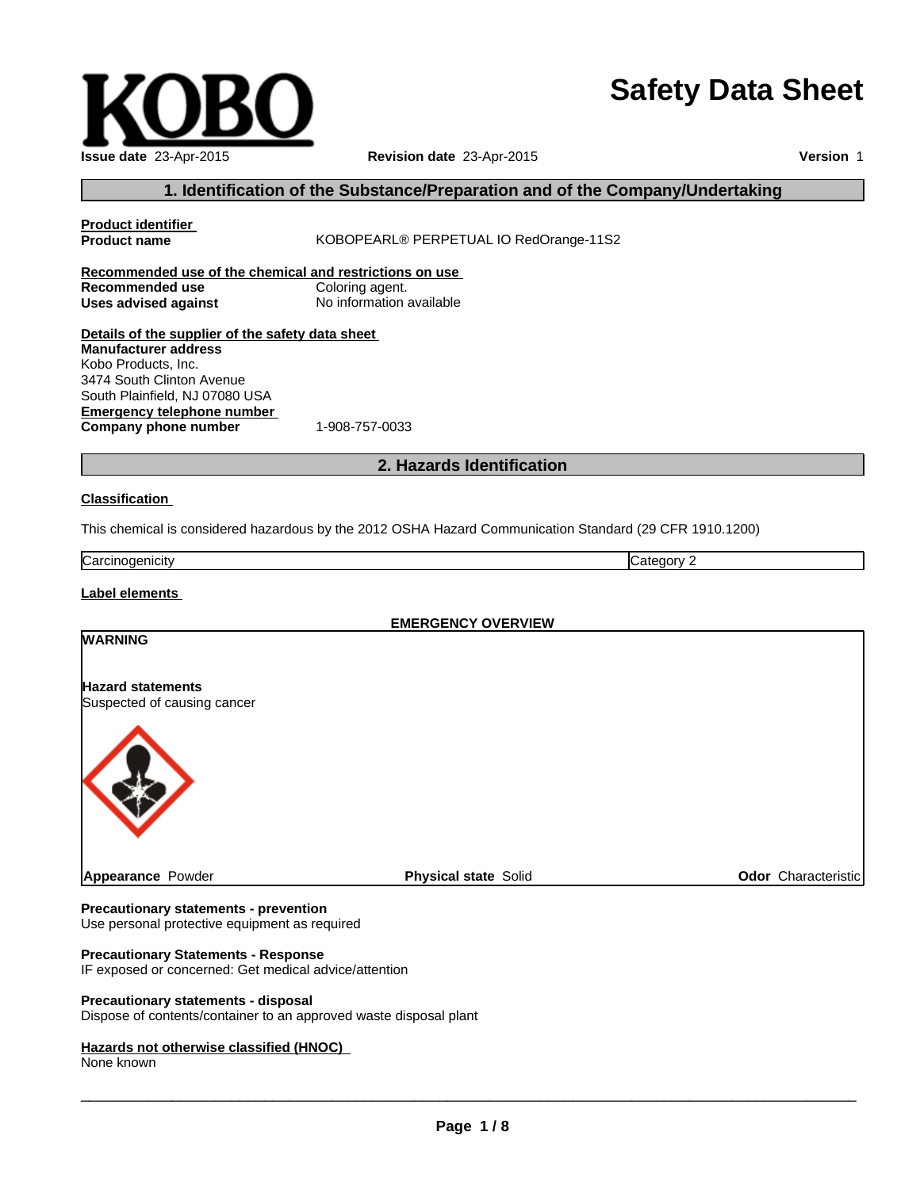# Safety Data Sheet

**Issue date** 23-Apr-2015 **Revision date** 23-Apr-2015 **Version** 1

## 1. Identification of the Substance/Preparation and of the Company/Undertaking

**Product identifier**

**Product name** KOBOPEARL® PERPETUAL IO RedOrange-11S2

**Recommended use of the chemical and restrictions on use**

**Recommended use** Coloring agent.

**Uses advised against** No information available

**Details of the supplier of the safety data sheet**

**Manufacturer address**
Kobo Products, Inc.
3474 South Clinton Avenue
South Plainfield, NJ 07080 USA

**Emergency telephone number**

**Company phone number** 1-908-757-0033

## 2. Hazards Identification

**Classification**

This chemical is considered hazardous by the 2012 OSHA Hazard Communication Standard (29 CFR 1910.1200)

| Carcinogenicity | Category 2 |
|---|---|

**Label elements**

**EMERGENCY OVERVIEW**

**WARNING**

**Hazard statements**
Suspected of causing cancer

**Appearance** Powder **Physical state** Solid **Odor** Characteristic

**Precautionary statements - prevention**
Use personal protective equipment as required

**Precautionary Statements - Response**
IF exposed or concerned: Get medical advice/attention

**Precautionary statements - disposal**
Dispose of contents/container to an approved waste disposal plant

**Hazards not otherwise classified (HNOC)**
None known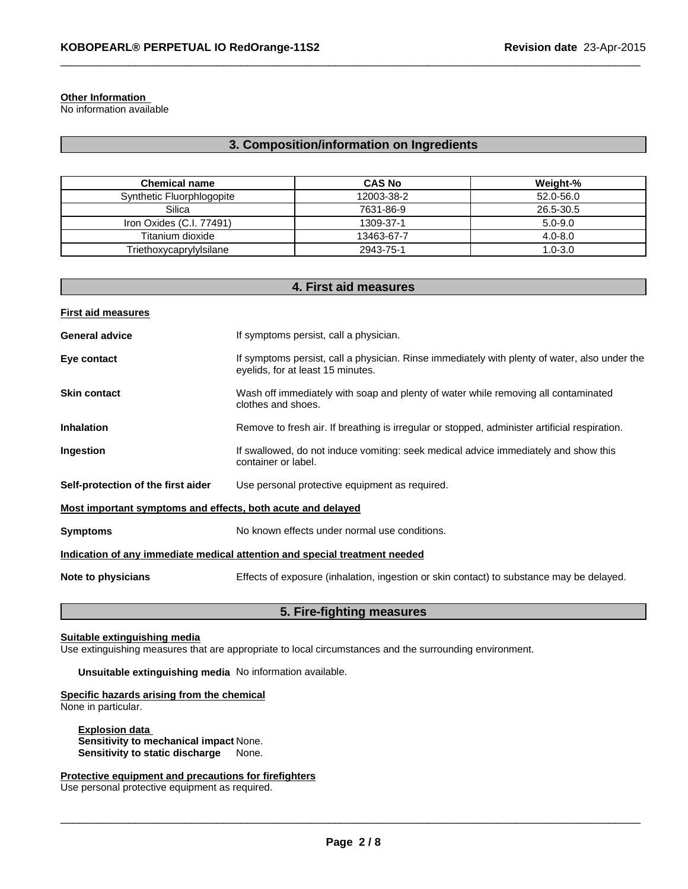**Other Information**
No information available

## 3. Composition/information on Ingredients

| Chemical name | CAS No | Weight-% |
| --- | --- | --- |
| Synthetic Fluorphlogopite | 12003-38-2 | 52.0-56.0 |
| Silica | 7631-86-9 | 26.5-30.5 |
| Iron Oxides (C.I. 77491) | 1309-37-1 | 5.0-9.0 |
| Titanium dioxide | 13463-67-7 | 4.0-8.0 |
| Triethoxycaprylylsilane | 2943-75-1 | 1.0-3.0 |

## 4. First aid measures

**First aid measures**

**General advice** If symptoms persist, call a physician.

**Eye contact** If symptoms persist, call a physician. Rinse immediately with plenty of water, also under the eyelids, for at least 15 minutes.

**Skin contact** Wash off immediately with soap and plenty of water while removing all contaminated clothes and shoes.

**Inhalation** Remove to fresh air. If breathing is irregular or stopped, administer artificial respiration.

**Ingestion** If swallowed, do not induce vomiting: seek medical advice immediately and show this container or label.

**Self-protection of the first aider** Use personal protective equipment as required.

**Most important symptoms and effects, both acute and delayed**

**Symptoms** No known effects under normal use conditions.

**Indication of any immediate medical attention and special treatment needed**

**Note to physicians** Effects of exposure (inhalation, ingestion or skin contact) to substance may be delayed.

## 5. Fire-fighting measures

**Suitable extinguishing media**
Use extinguishing measures that are appropriate to local circumstances and the surrounding environment.

**Unsuitable extinguishing media** No information available.

**Specific hazards arising from the chemical**
None in particular.

**Explosion data**
**Sensitivity to mechanical impact** None.
**Sensitivity to static discharge** None.

**Protective equipment and precautions for firefighters**
Use personal protective equipment as required.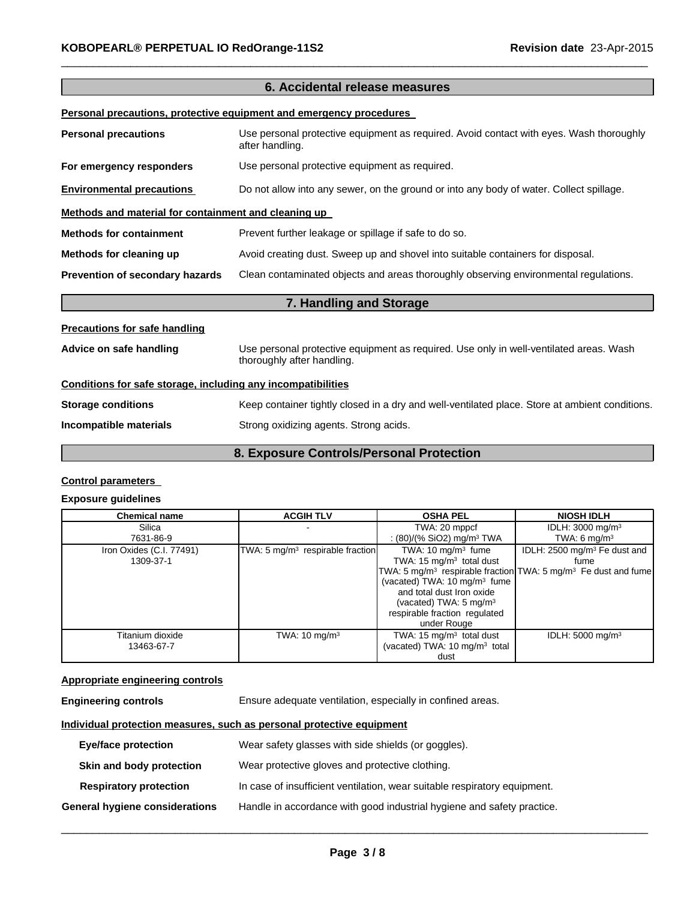## 6. Accidental release measures

**Personal precautions, protective equipment and emergency procedures**

**Personal precautions** Use personal protective equipment as required. Avoid contact with eyes. Wash thoroughly after handling.

**For emergency responders** Use personal protective equipment as required.

**Environmental precautions** Do not allow into any sewer, on the ground or into any body of water. Collect spillage.

**Methods and material for containment and cleaning up**

**Methods for containment** Prevent further leakage or spillage if safe to do so.

**Methods for cleaning up** Avoid creating dust. Sweep up and shovel into suitable containers for disposal.

**Prevention of secondary hazards** Clean contaminated objects and areas thoroughly observing environmental regulations.

## 7. Handling and Storage

**Precautions for safe handling**

**Advice on safe handling** Use personal protective equipment as required. Use only in well-ventilated areas. Wash thoroughly after handling.

**Conditions for safe storage, including any incompatibilities**

**Storage conditions** Keep container tightly closed in a dry and well-ventilated place. Store at ambient conditions.

**Incompatible materials** Strong oxidizing agents. Strong acids.

## 8. Exposure Controls/Personal Protection

**Control parameters**

**Exposure guidelines**

| Chemical name | ACGIH TLV | OSHA PEL | NIOSH IDLH |
|---|---|---|---|
| Silica<br>7631-86-9 | - | TWA: 20 mppcf<br>: (80)/(% SiO2) mg/m³ TWA | IDLH: 3000 mg/m³<br>TWA: 6 mg/m³ |
| Iron Oxides (C.I. 77491)<br>1309-37-1 | TWA: 5 mg/m³ respirable fraction | TWA: 10 mg/m³ fume<br>TWA: 15 mg/m³ total dust<br>TWA: 5 mg/m³ respirable fraction<br>(vacated) TWA: 10 mg/m³ fume and total dust Iron oxide<br>(vacated) TWA: 5 mg/m³ respirable fraction regulated under Rouge | IDLH: 2500 mg/m³ Fe dust and fume<br>TWA: 5 mg/m³ Fe dust and fume |
| Titanium dioxide<br>13463-67-7 | TWA: 10 mg/m³ | TWA: 15 mg/m³ total dust<br>(vacated) TWA: 10 mg/m³ total dust | IDLH: 5000 mg/m³ |

**Appropriate engineering controls**

**Engineering controls** Ensure adequate ventilation, especially in confined areas.

**Individual protection measures, such as personal protective equipment**

**Eye/face protection** Wear safety glasses with side shields (or goggles).

**Skin and body protection** Wear protective gloves and protective clothing.

**Respiratory protection** In case of insufficient ventilation, wear suitable respiratory equipment.

**General hygiene considerations** Handle in accordance with good industrial hygiene and safety practice.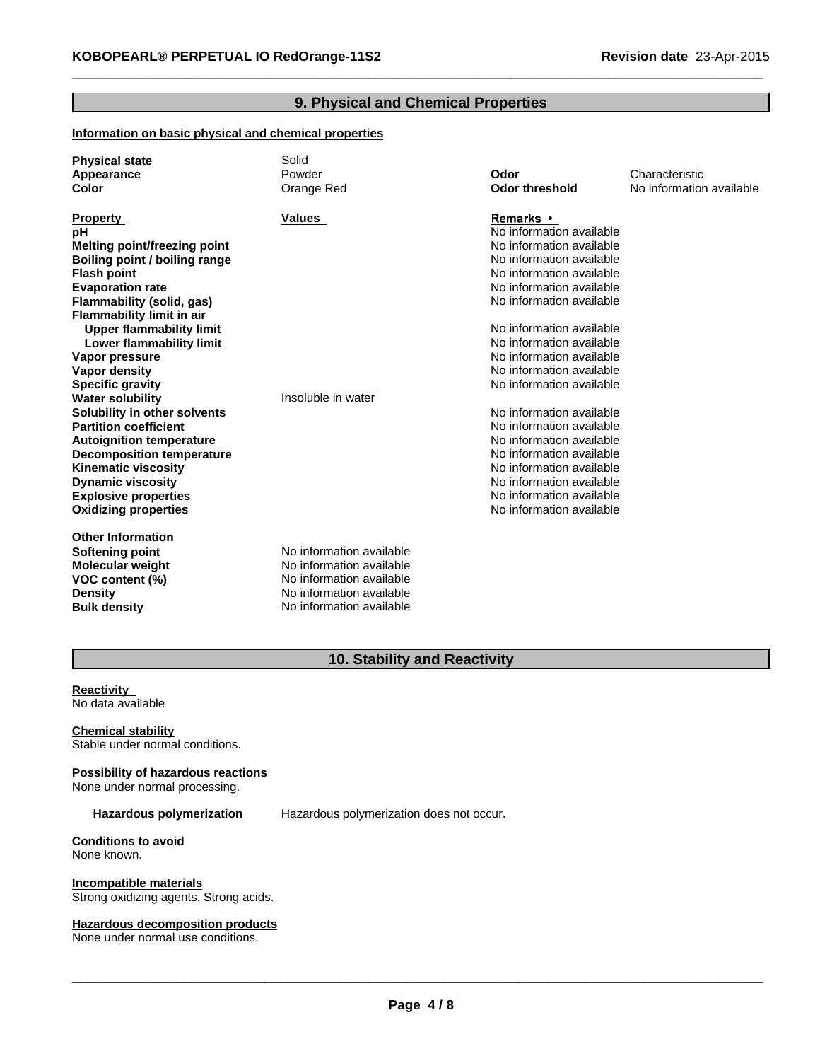## 9. Physical and Chemical Properties

**Information on basic physical and chemical properties**

| | | | |
|---|---|---|---|
| **Physical state** | Solid | | |
| **Appearance** | Powder | **Odor** | Characteristic |
| **Color** | Orange Red | **Odor threshold** | No information available |

| Property | Values | Remarks • |
|---|---|---|
| **pH** | | No information available |
| **Melting point/freezing point** | | No information available |
| **Boiling point / boiling range** | | No information available |
| **Flash point** | | No information available |
| **Evaporation rate** | | No information available |
| **Flammability (solid, gas)** | | No information available |
| **Flammability limit in air** | | |
| **Upper flammability limit** | | No information available |
| **Lower flammability limit** | | No information available |
| **Vapor pressure** | | No information available |
| **Vapor density** | | No information available |
| **Specific gravity** | | No information available |
| **Water solubility** | Insoluble in water | |
| **Solubility in other solvents** | | No information available |
| **Partition coefficient** | | No information available |
| **Autoignition temperature** | | No information available |
| **Decomposition temperature** | | No information available |
| **Kinematic viscosity** | | No information available |
| **Dynamic viscosity** | | No information available |
| **Explosive properties** | | No information available |
| **Oxidizing properties** | | No information available |

**Other Information**

| | |
|---|---|
| **Softening point** | No information available |
| **Molecular weight** | No information available |
| **VOC content (%)** | No information available |
| **Density** | No information available |
| **Bulk density** | No information available |

## 10. Stability and Reactivity

**Reactivity**
No data available

**Chemical stability**
Stable under normal conditions.

**Possibility of hazardous reactions**
None under normal processing.

**Hazardous polymerization** Hazardous polymerization does not occur.

**Conditions to avoid**
None known.

**Incompatible materials**
Strong oxidizing agents. Strong acids.

**Hazardous decomposition products**
None under normal use conditions.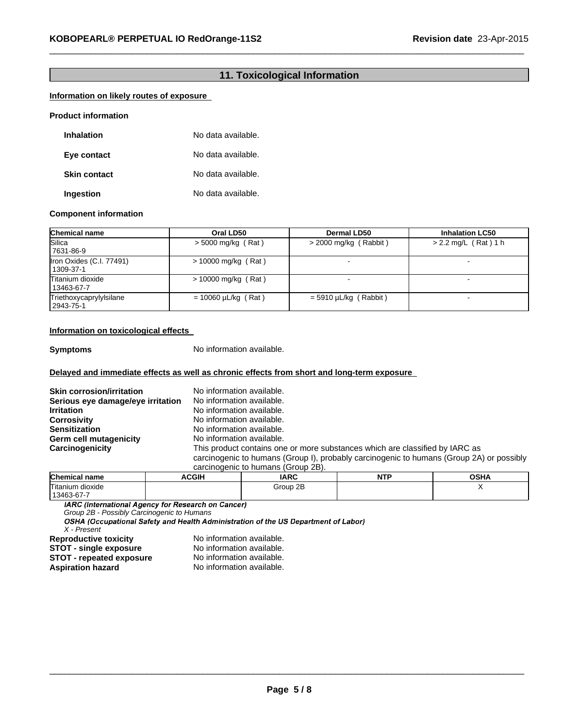## 11. Toxicological Information

**Information on likely routes of exposure**

**Product information**

**Inhalation** No data available.

**Eye contact** No data available.

**Skin contact** No data available.

**Ingestion** No data available.

**Component information**

| Chemical name | Oral LD50 | Dermal LD50 | Inhalation LC50 |
|---|---|---|---|
| Silica<br>7631-86-9 | > 5000 mg/kg ( Rat ) | > 2000 mg/kg ( Rabbit ) | > 2.2 mg/L ( Rat ) 1 h |
| Iron Oxides (C.I. 77491)<br>1309-37-1 | > 10000 mg/kg ( Rat ) | - | - |
| Titanium dioxide<br>13463-67-7 | > 10000 mg/kg ( Rat ) | - | - |
| Triethoxycaprylylsilane<br>2943-75-1 | = 10060 µL/kg ( Rat ) | = 5910 µL/kg ( Rabbit ) | - |

**Information on toxicological effects**

**Symptoms** No information available.

**Delayed and immediate effects as well as chronic effects from short and long-term exposure**

**Skin corrosion/irritation** No information available.
**Serious eye damage/eye irritation** No information available.
**Irritation** No information available.
**Corrosivity** No information available.
**Sensitization** No information available.
**Germ cell mutagenicity** No information available.
**Carcinogenicity** This product contains one or more substances which are classified by IARC as carcinogenic to humans (Group I), probably carcinogenic to humans (Group 2A) or possibly carcinogenic to humans (Group 2B).

| Chemical name | ACGIH | IARC | NTP | OSHA |
|---|---|---|---|---|
| Titanium dioxide<br>13463-67-7 | | Group 2B | | X |

***IARC (International Agency for Research on Cancer)***
*Group 2B - Possibly Carcinogenic to Humans*
***OSHA (Occupational Safety and Health Administration of the US Department of Labor)***
*X - Present*

**Reproductive toxicity** No information available.
**STOT - single exposure** No information available.
**STOT - repeated exposure** No information available.
**Aspiration hazard** No information available.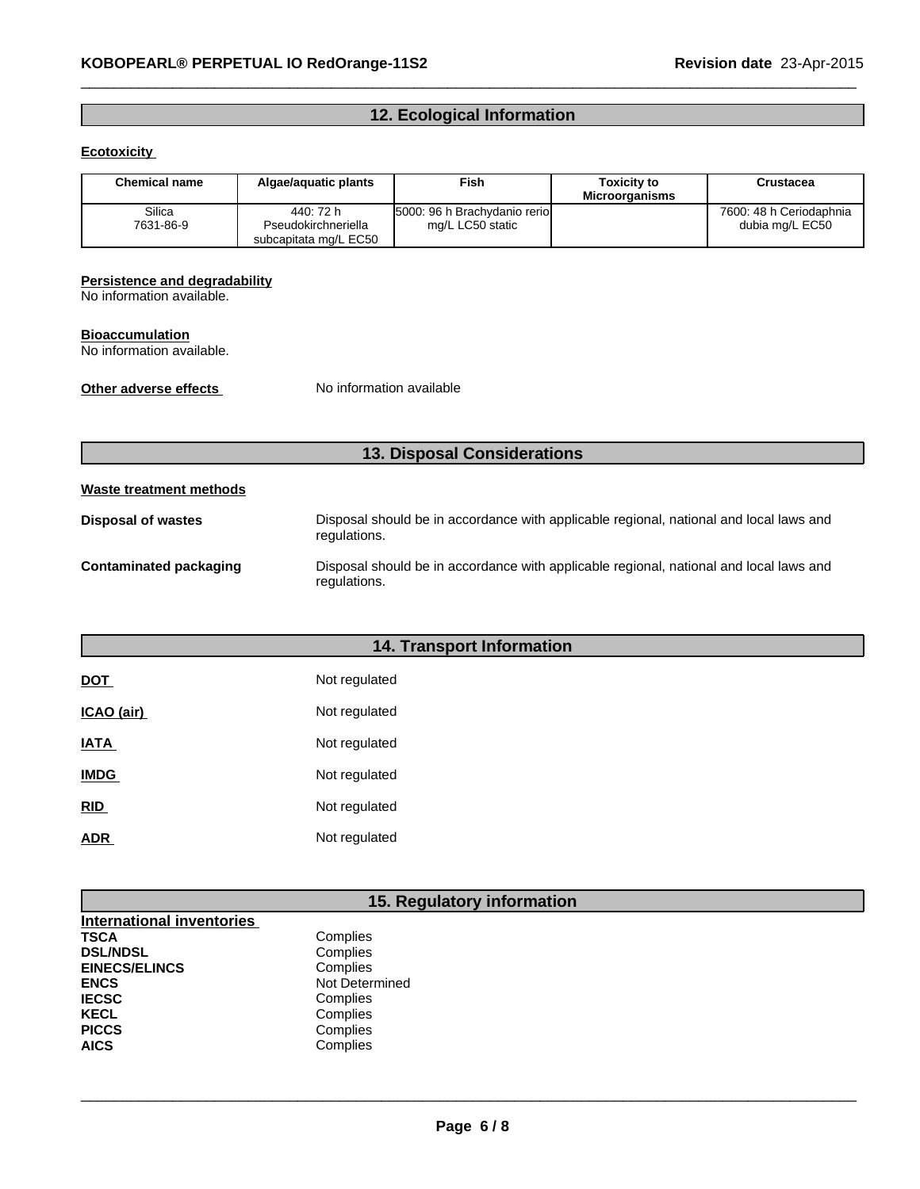## 12. Ecological Information

**Ecotoxicity**

| Chemical name | Algae/aquatic plants | Fish | Toxicity to Microorganisms | Crustacea |
|---|---|---|---|---|
| Silica 7631-86-9 | 440: 72 h Pseudokirchneriella subcapitata mg/L EC50 | 5000: 96 h Brachydanio rerio mg/L LC50 static | | 7600: 48 h Ceriodaphnia dubia mg/L EC50 |

**Persistence and degradability**
No information available.

**Bioaccumulation**
No information available.

**Other adverse effects** No information available

## 13. Disposal Considerations

**Waste treatment methods**

**Disposal of wastes** Disposal should be in accordance with applicable regional, national and local laws and regulations.

**Contaminated packaging** Disposal should be in accordance with applicable regional, national and local laws and regulations.

## 14. Transport Information

**DOT** Not regulated

**ICAO (air)** Not regulated

**IATA** Not regulated

**IMDG** Not regulated

**RID** Not regulated

**ADR** Not regulated

## 15. Regulatory information

**International inventories**
**TSCA** Complies
**DSL/NDSL** Complies
**EINECS/ELINCS** Complies
**ENCS** Not Determined
**IECSC** Complies
**KECL** Complies
**PICCS** Complies
**AICS** Complies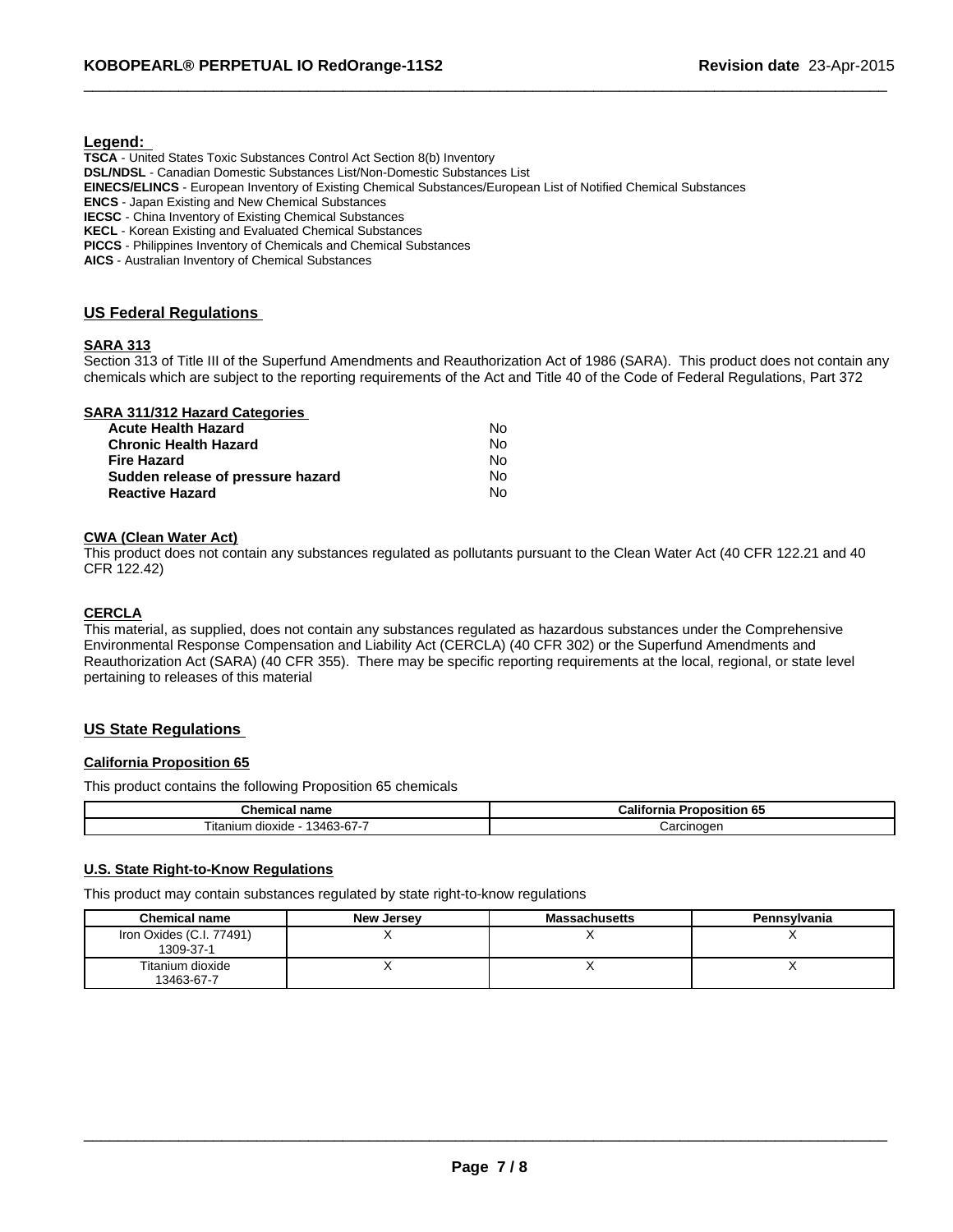**Legend:**

**TSCA** - United States Toxic Substances Control Act Section 8(b) Inventory
**DSL/NDSL** - Canadian Domestic Substances List/Non-Domestic Substances List
**EINECS/ELINCS** - European Inventory of Existing Chemical Substances/European List of Notified Chemical Substances
**ENCS** - Japan Existing and New Chemical Substances
**IECSC** - China Inventory of Existing Chemical Substances
**KECL** - Korean Existing and Evaluated Chemical Substances
**PICCS** - Philippines Inventory of Chemicals and Chemical Substances
**AICS** - Australian Inventory of Chemical Substances

## US Federal Regulations

### SARA 313

Section 313 of Title III of the Superfund Amendments and Reauthorization Act of 1986 (SARA). This product does not contain any chemicals which are subject to the reporting requirements of the Act and Title 40 of the Code of Federal Regulations, Part 372

### SARA 311/312 Hazard Categories

| | |
|---|---|
| **Acute Health Hazard** | No |
| **Chronic Health Hazard** | No |
| **Fire Hazard** | No |
| **Sudden release of pressure hazard** | No |
| **Reactive Hazard** | No |

### CWA (Clean Water Act)

This product does not contain any substances regulated as pollutants pursuant to the Clean Water Act (40 CFR 122.21 and 40 CFR 122.42)

### CERCLA

This material, as supplied, does not contain any substances regulated as hazardous substances under the Comprehensive Environmental Response Compensation and Liability Act (CERCLA) (40 CFR 302) or the Superfund Amendments and Reauthorization Act (SARA) (40 CFR 355). There may be specific reporting requirements at the local, regional, or state level pertaining to releases of this material

## US State Regulations

### California Proposition 65

This product contains the following Proposition 65 chemicals

| Chemical name | California Proposition 65 |
|---|---|
| Titanium dioxide - 13463-67-7 | Carcinogen |

### U.S. State Right-to-Know Regulations

This product may contain substances regulated by state right-to-know regulations

| Chemical name | New Jersey | Massachusetts | Pennsylvania |
|---|---|---|---|
| Iron Oxides (C.I. 77491) 1309-37-1 | X | X | X |
| Titanium dioxide 13463-67-7 | X | X | X |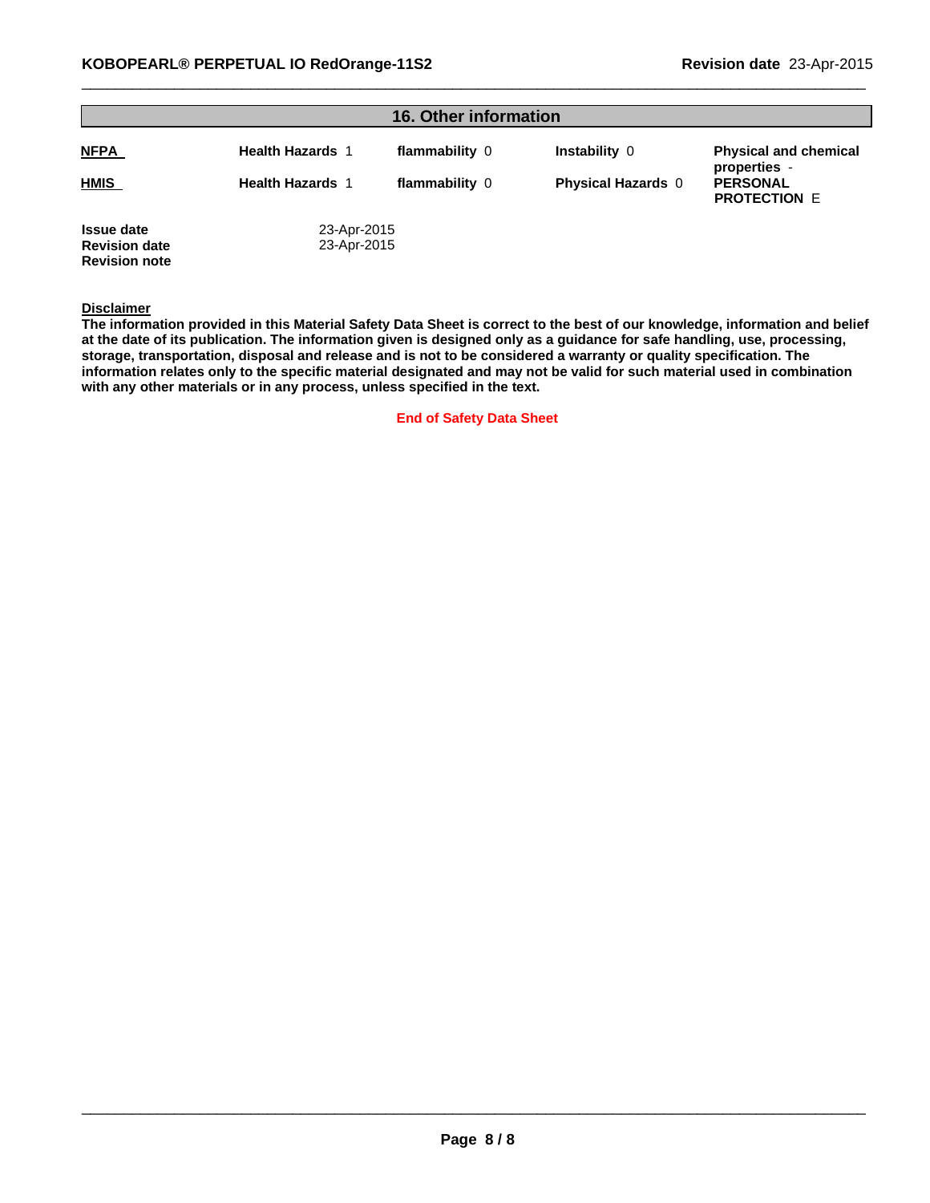## 16. Other information

| | | | | |
|---|---|---|---|---|
| **NFPA** | **Health Hazards** 1 | **flammability** 0 | **Instability** 0 | **Physical and chemical properties** - |
| **HMIS** | **Health Hazards** 1 | **flammability** 0 | **Physical Hazards** 0 | **PERSONAL PROTECTION** E |

**Issue date** 23-Apr-2015
**Revision date** 23-Apr-2015
**Revision note**

**Disclaimer**

**The information provided in this Material Safety Data Sheet is correct to the best of our knowledge, information and belief at the date of its publication. The information given is designed only as a guidance for safe handling, use, processing, storage, transportation, disposal and release and is not to be considered a warranty or quality specification. The information relates only to the specific material designated and may not be valid for such material used in combination with any other materials or in any process, unless specified in the text.**

**End of Safety Data Sheet**